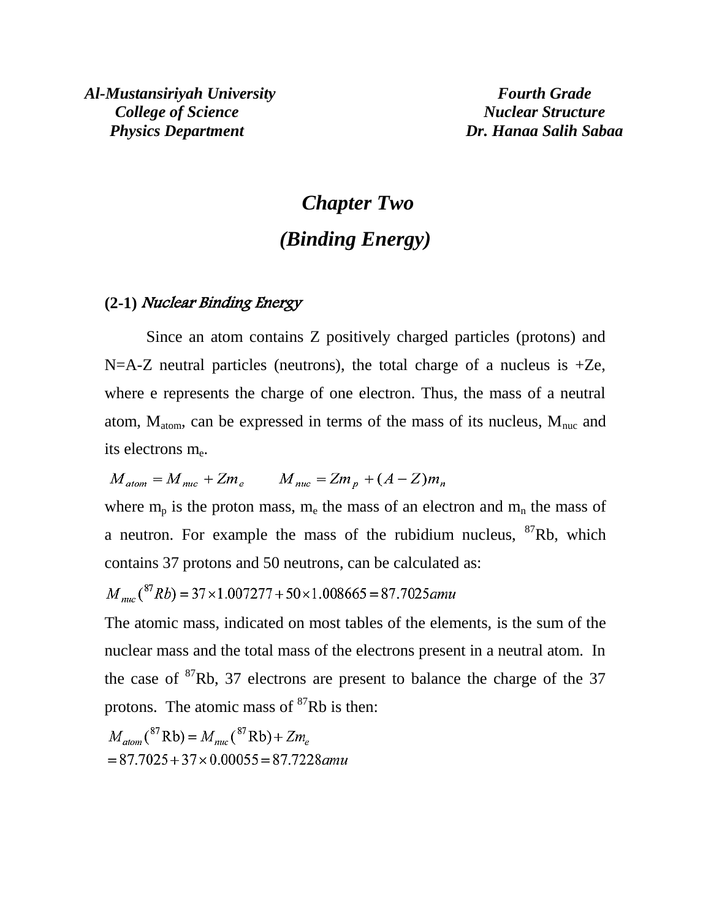Al-Mustansiriyah University
College of Science
Physics Department

Fourth Grade
Nuclear Structure
Dr. Hanaa Salih Sabaa

# *Chapter Two*

# *(Binding Energy)*

## (2-1) *Nuclear Binding Energy*

Since an atom contains Z positively charged particles (protons) and N=A-Z neutral particles (neutrons), the total charge of a nucleus is +Ze, where e represents the charge of one electron. Thus, the mass of a neutral atom, $M_{atom}$, can be expressed in terms of the mass of its nucleus, $M_{nuc}$ and its electrons $m_e$.

$$M_{atom} = M_{nuc} + Zm_e \qquad M_{nuc} = Zm_p + (A-Z)m_n$$

where $m_p$ is the proton mass, $m_e$ the mass of an electron and $m_n$ the mass of a neutron. For example the mass of the rubidium nucleus, $^{87}$Rb, which contains 37 protons and 50 neutrons, can be calculated as:

$$M_{nuc}(^{87}Rb) = 37 \times 1.007277 + 50 \times 1.008665 = 87.7025 amu$$

The atomic mass, indicated on most tables of the elements, is the sum of the nuclear mass and the total mass of the electrons present in a neutral atom. In the case of $^{87}$Rb, 37 electrons are present to balance the charge of the 37 protons. The atomic mass of $^{87}$Rb is then:

$$M_{atom}(^{87}\text{Rb}) = M_{nuc}(^{87}\text{Rb}) + Zm_e$$
$$= 87.7025 + 37 \times 0.00055 = 87.7228 amu$$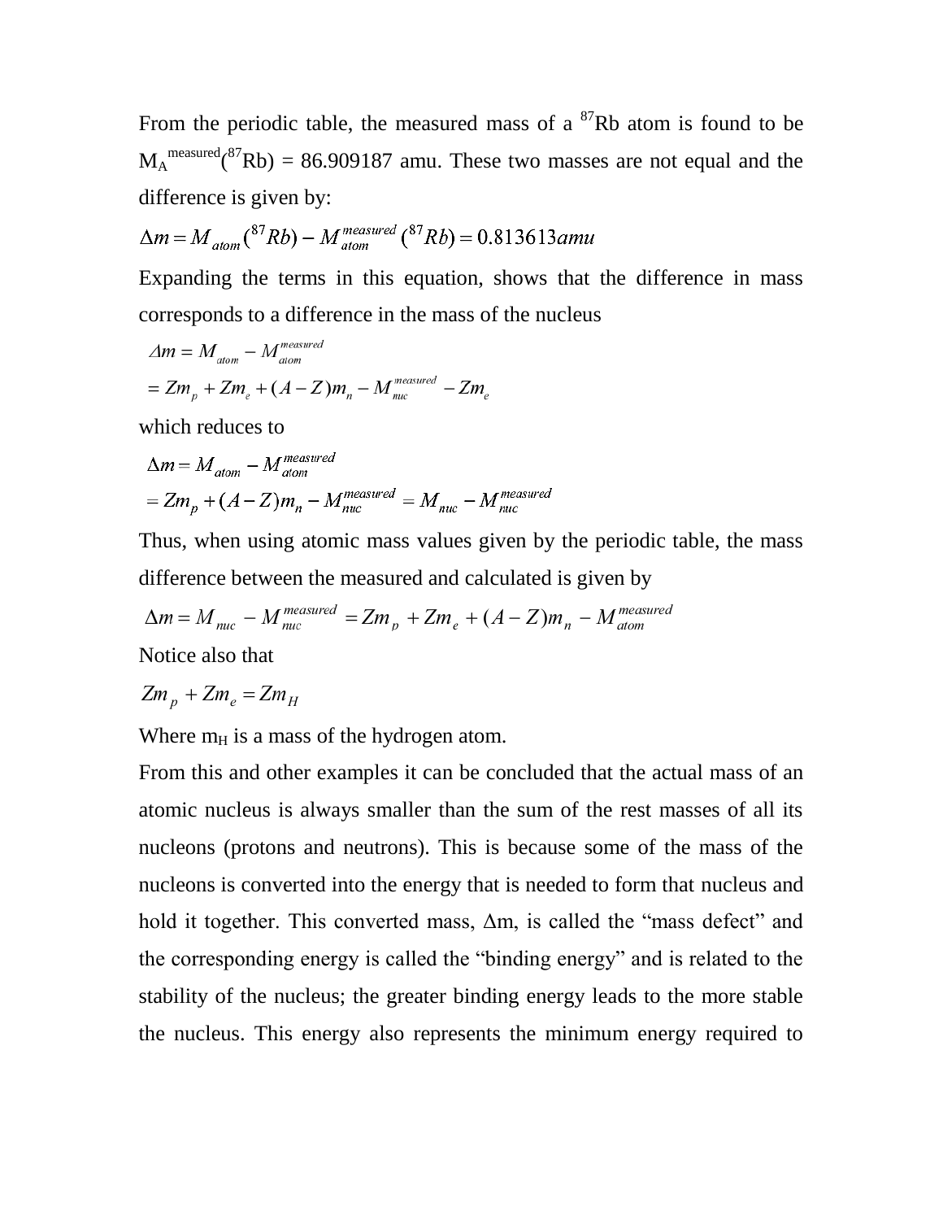From the periodic table, the measured mass of a $^{87}$Rb atom is found to be $M_A^{measured}(^{87}Rb) = 86.909187$ amu. These two masses are not equal and the difference is given by:

$$\Delta m = M_{atom}(^{87}Rb) - M_{atom}^{measured}(^{87}Rb) = 0.813613 amu$$

Expanding the terms in this equation, shows that the difference in mass corresponds to a difference in the mass of the nucleus

$$\Delta m = M_{atom} - M_{atom}^{measured}$$
$$= Zm_p + Zm_e + (A - Z)m_n - M_{nuc}^{measured} - Zm_e$$

which reduces to

$$\Delta m = M_{atom} - M_{atom}^{measured}$$
$$= Zm_p + (A - Z)m_n - M_{nuc}^{measured} = M_{nuc} - M_{nuc}^{measured}$$

Thus, when using atomic mass values given by the periodic table, the mass difference between the measured and calculated is given by

$$\Delta m = M_{nuc} - M_{nuc}^{measured} = Zm_p + Zm_e + (A - Z)m_n - M_{atom}^{measured}$$

Notice also that

$$Zm_p + Zm_e = Zm_H$$

Where $m_H$ is a mass of the hydrogen atom.

From this and other examples it can be concluded that the actual mass of an atomic nucleus is always smaller than the sum of the rest masses of all its nucleons (protons and neutrons). This is because some of the mass of the nucleons is converted into the energy that is needed to form that nucleus and hold it together. This converted mass, $\Delta m$, is called the "mass defect" and the corresponding energy is called the "binding energy" and is related to the stability of the nucleus; the greater binding energy leads to the more stable the nucleus. This energy also represents the minimum energy required to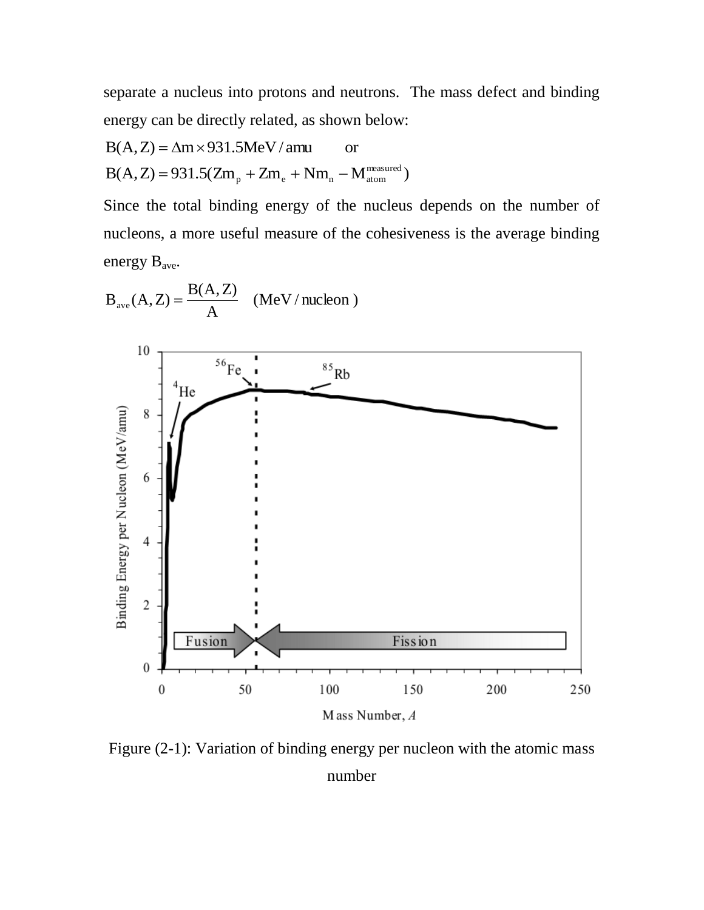separate a nucleus into protons and neutrons. The mass defect and binding energy can be directly related, as shown below:

$$B(A,Z) = \Delta m \times 931.5 \text{MeV/amu} \qquad \text{or}$$

$$B(A,Z) = 931.5(Zm_p + Zm_e + Nm_n - M_{atom}^{measured})$$

Since the total binding energy of the nucleus depends on the number of nucleons, a more useful measure of the cohesiveness is the average binding energy $B_{ave}$.

$$B_{ave}(A,Z) = \frac{B(A,Z)}{A} \quad (\text{MeV/nucleon})$$

Figure (2-1): Variation of binding energy per nucleon with the atomic mass number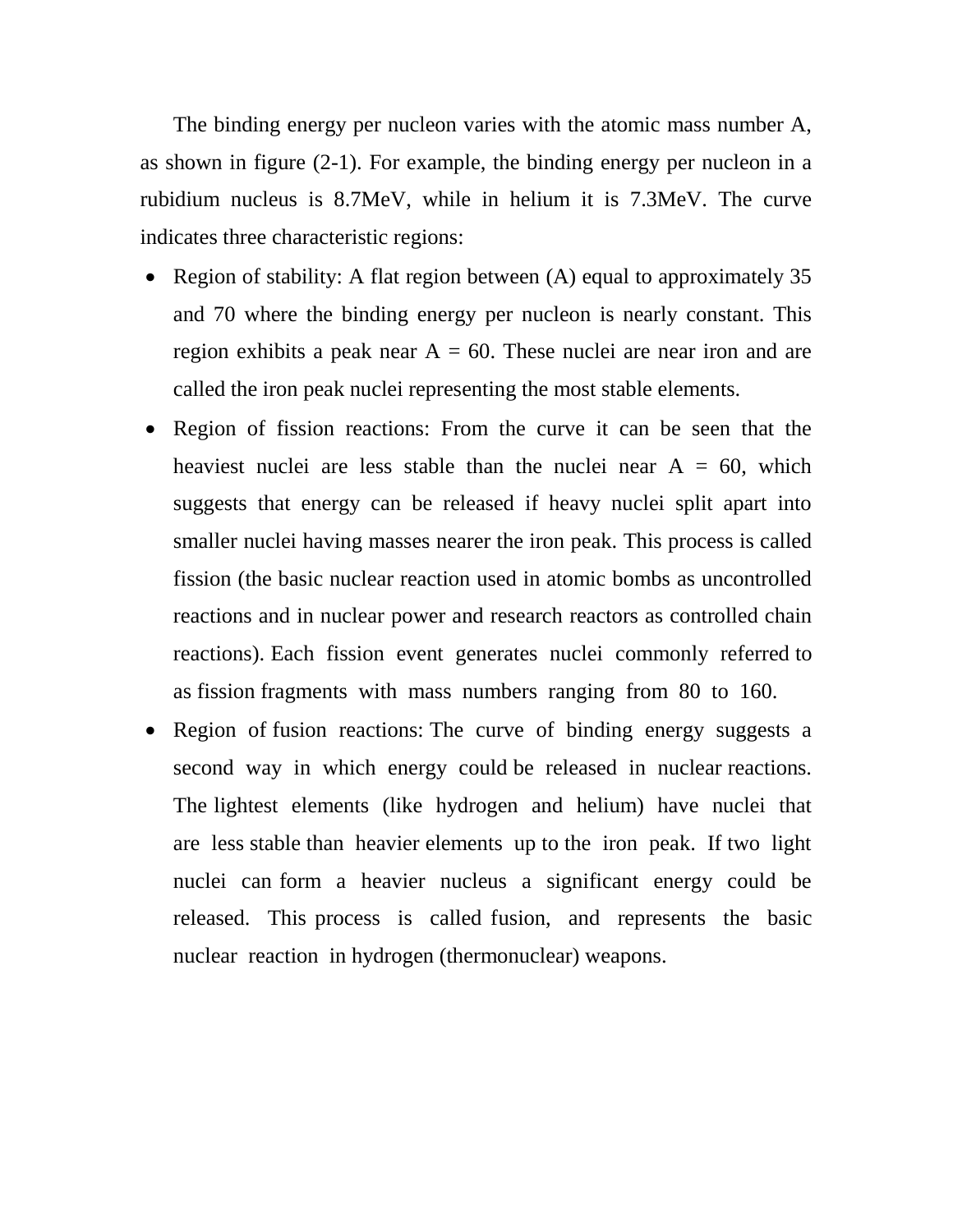The binding energy per nucleon varies with the atomic mass number A, as shown in figure (2-1). For example, the binding energy per nucleon in a rubidium nucleus is 8.7MeV, while in helium it is 7.3MeV. The curve indicates three characteristic regions:

- Region of stability: A flat region between (A) equal to approximately 35 and 70 where the binding energy per nucleon is nearly constant. This region exhibits a peak near A = 60. These nuclei are near iron and are called the iron peak nuclei representing the most stable elements.
- Region of fission reactions: From the curve it can be seen that the heaviest nuclei are less stable than the nuclei near A = 60, which suggests that energy can be released if heavy nuclei split apart into smaller nuclei having masses nearer the iron peak. This process is called fission (the basic nuclear reaction used in atomic bombs as uncontrolled reactions and in nuclear power and research reactors as controlled chain reactions). Each fission event generates nuclei commonly referred to as fission fragments with mass numbers ranging from 80 to 160.
- Region of fusion reactions: The curve of binding energy suggests a second way in which energy could be released in nuclear reactions. The lightest elements (like hydrogen and helium) have nuclei that are less stable than heavier elements up to the iron peak. If two light nuclei can form a heavier nucleus a significant energy could be released. This process is called fusion, and represents the basic nuclear reaction in hydrogen (thermonuclear) weapons.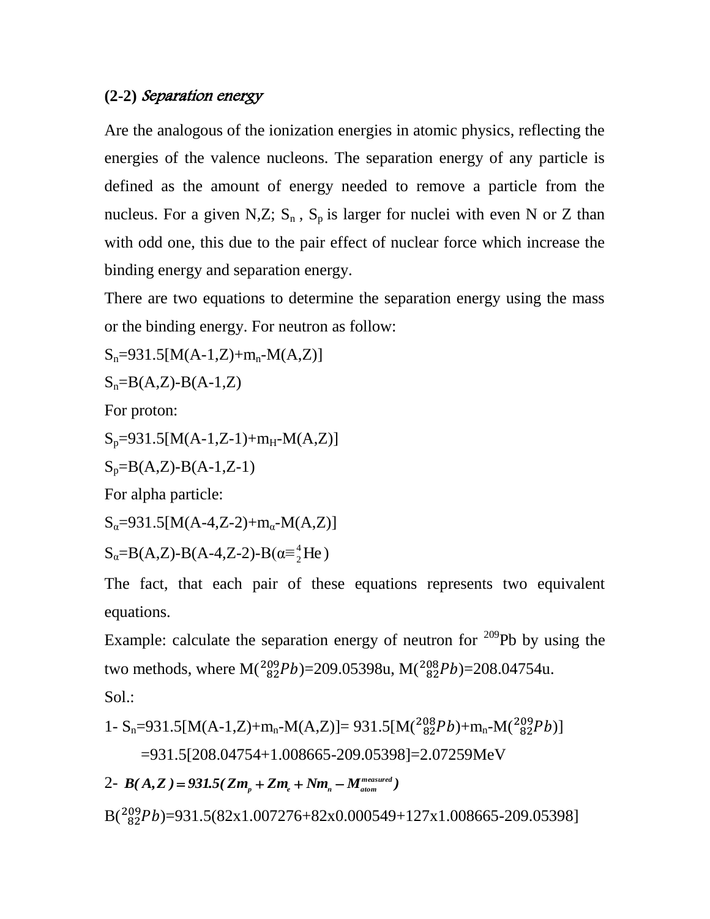### (2-2) *Separation energy*

Are the analogous of the ionization energies in atomic physics, reflecting the energies of the valence nucleons. The separation energy of any particle is defined as the amount of energy needed to remove a particle from the nucleus. For a given N,Z; $S_n$ , $S_p$ is larger for nuclei with even N or Z than with odd one, this due to the pair effect of nuclear force which increase the binding energy and separation energy.

There are two equations to determine the separation energy using the mass or the binding energy. For neutron as follow:

$S_n$=931.5[M(A-1,Z)+$m_n$-M(A,Z)]

$S_n$=B(A,Z)-B(A-1,Z)

For proton:

$S_p$=931.5[M(A-1,Z-1)+$m_H$-M(A,Z)]

$S_p$=B(A,Z)-B(A-1,Z-1)

For alpha particle:

$S_\alpha$=931.5[M(A-4,Z-2)+$m_\alpha$-M(A,Z)]

$S_\alpha$=B(A,Z)-B(A-4,Z-2)-B($\alpha \equiv {}^{4}_{2}$He)

The fact, that each pair of these equations represents two equivalent equations.

Example: calculate the separation energy of neutron for $^{209}$Pb by using the two methods, where M($^{209}_{82}Pb$)=209.05398u, M($^{208}_{82}Pb$)=208.04754u.

Sol.:

1- $S_n$=931.5[M(A-1,Z)+$m_n$-M(A,Z)]= 931.5[M($^{208}_{82}Pb$)+$m_n$-M($^{209}_{82}Pb$)]

=931.5[208.04754+1.008665-209.05398]=2.07259MeV

2- $B(A,Z) = 931.5(Zm_p + Zm_e + Nm_n - M^{measured}_{atom})$

B($^{209}_{82}Pb$)=931.5(82x1.007276+82x0.000549+127x1.008665-209.05398]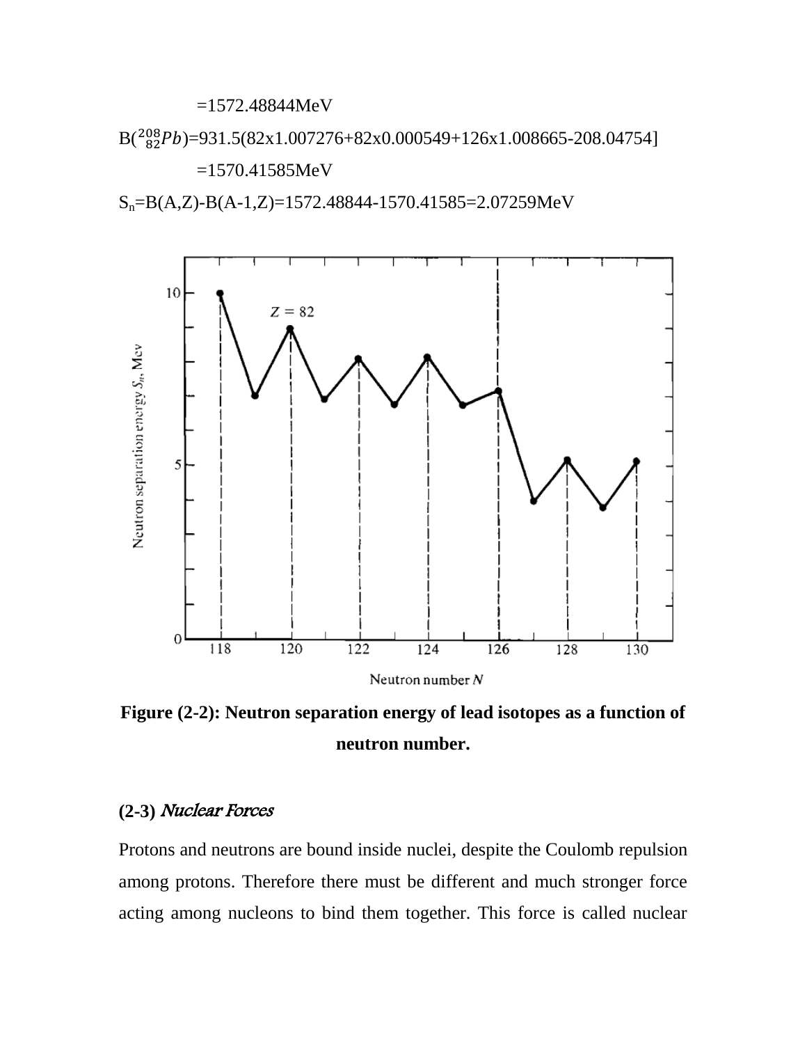$=1572.48844 MeV$

$B(^{208}_{82}Pb)=931.5(82x1.007276+82x0.000549+126x1.008665-208.04754]$

$=1570.41585 MeV$

$S_n=B(A,Z)-B(A-1,Z)=1572.48844-1570.41585=2.07259 MeV$

**Figure (2-2): Neutron separation energy of lead isotopes as a function of neutron number.**

### (2-3) *Nuclear Forces*

Protons and neutrons are bound inside nuclei, despite the Coulomb repulsion among protons. Therefore there must be different and much stronger force acting among nucleons to bind them together. This force is called nuclear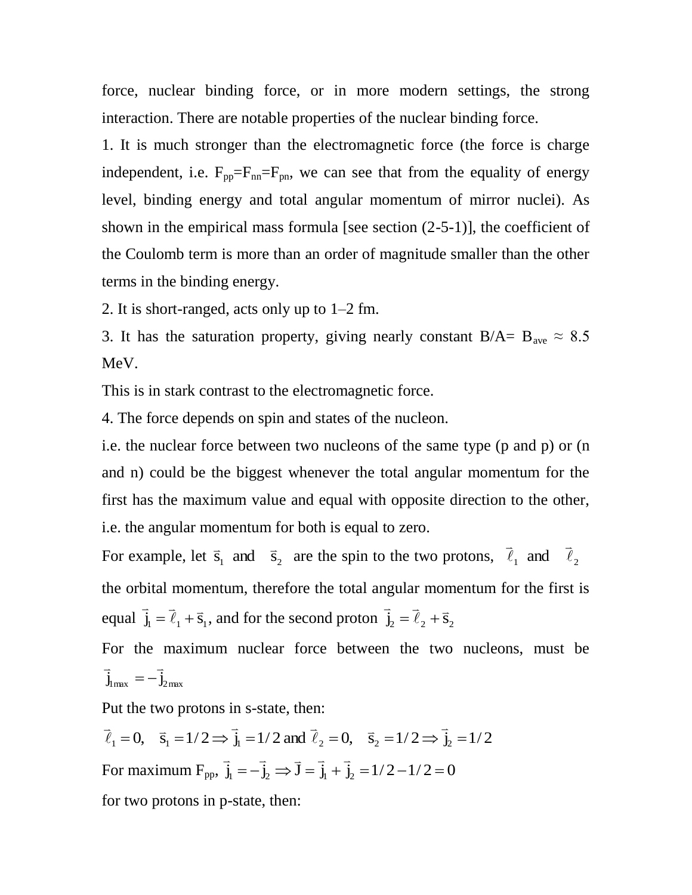force, nuclear binding force, or in more modern settings, the strong interaction. There are notable properties of the nuclear binding force.

1. It is much stronger than the electromagnetic force (the force is charge independent, i.e. $F_{pp}=F_{nn}=F_{pn}$, we can see that from the equality of energy level, binding energy and total angular momentum of mirror nuclei). As shown in the empirical mass formula [see section (2-5-1)], the coefficient of the Coulomb term is more than an order of magnitude smaller than the other terms in the binding energy.

2. It is short-ranged, acts only up to 1–2 fm.

3. It has the saturation property, giving nearly constant $B/A= B_{ave} \approx 8.5$ MeV.

This is in stark contrast to the electromagnetic force.

4. The force depends on spin and states of the nucleon.

i.e. the nuclear force between two nucleons of the same type (p and p) or (n and n) could be the biggest whenever the total angular momentum for the first has the maximum value and equal with opposite direction to the other, i.e. the angular momentum for both is equal to zero.

For example, let $\vec{s}_1$ and $\vec{s}_2$ are the spin to the two protons, $\vec{\ell}_1$ and $\vec{\ell}_2$ the orbital momentum, therefore the total angular momentum for the first is equal $\vec{j}_1 = \vec{\ell}_1 + \vec{s}_1$, and for the second proton $\vec{j}_2 = \vec{\ell}_2 + \vec{s}_2$

For the maximum nuclear force between the two nucleons, must be $\vec{j}_{1\max} = -\vec{j}_{2\max}$

Put the two protons in s-state, then:

$\vec{\ell}_1 = 0, \quad \vec{s}_1 = 1/2 \Rightarrow \vec{j}_1 = 1/2$ and $\vec{\ell}_2 = 0, \quad \vec{s}_2 = 1/2 \Rightarrow \vec{j}_2 = 1/2$

For maximum $F_{pp}$, $\vec{j}_1 = -\vec{j}_2 \Rightarrow \vec{J} = \vec{j}_1 + \vec{j}_2 = 1/2 - 1/2 = 0$

for two protons in p-state, then: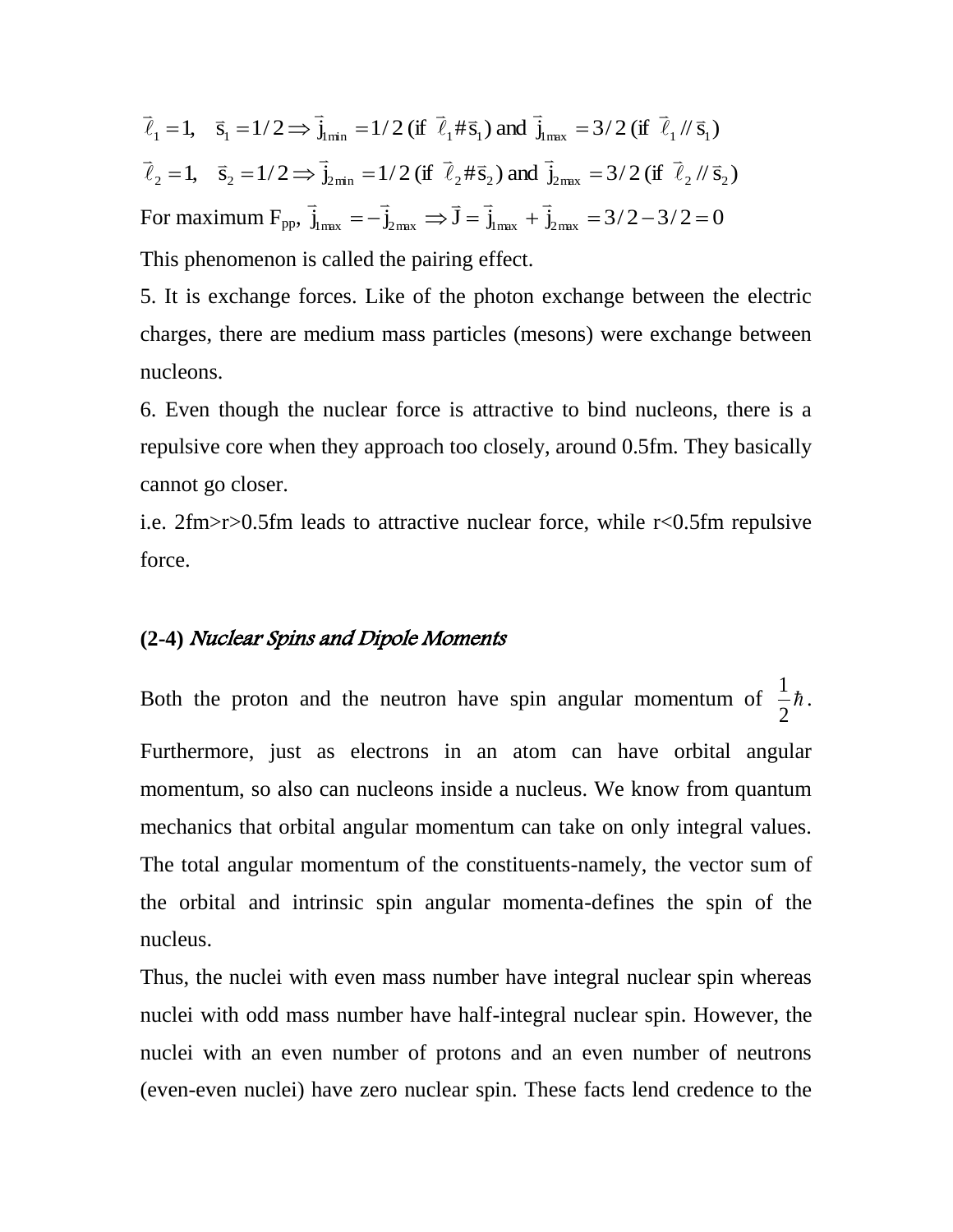$\vec{\ell}_1 = 1, \quad \vec{s}_1 = 1/2 \Rightarrow \vec{j}_{1\min} = 1/2$ (if $\vec{\ell}_1 \# \vec{s}_1$) and $\vec{j}_{1\max} = 3/2$ (if $\vec{\ell}_1 // \vec{s}_1$)

$\vec{\ell}_2 = 1, \quad \vec{s}_2 = 1/2 \Rightarrow \vec{j}_{2\min} = 1/2$ (if $\vec{\ell}_2 \# \vec{s}_2$) and $\vec{j}_{2\max} = 3/2$ (if $\vec{\ell}_2 // \vec{s}_2$)

For maximum $F_{pp}$, $\vec{j}_{1\max} = -\vec{j}_{2\max} \Rightarrow \vec{J} = \vec{j}_{1\max} + \vec{j}_{2\max} = 3/2 - 3/2 = 0$

This phenomenon is called the pairing effect.

5. It is exchange forces. Like of the photon exchange between the electric charges, there are medium mass particles (mesons) were exchange between nucleons.

6. Even though the nuclear force is attractive to bind nucleons, there is a repulsive core when they approach too closely, around 0.5fm. They basically cannot go closer.

i.e. 2fm>r>0.5fm leads to attractive nuclear force, while r<0.5fm repulsive force.

## (2-4) *Nuclear Spins and Dipole Moments*

Both the proton and the neutron have spin angular momentum of $\frac{1}{2}\hbar$. Furthermore, just as electrons in an atom can have orbital angular momentum, so also can nucleons inside a nucleus. We know from quantum mechanics that orbital angular momentum can take on only integral values. The total angular momentum of the constituents-namely, the vector sum of the orbital and intrinsic spin angular momenta-defines the spin of the nucleus.

Thus, the nuclei with even mass number have integral nuclear spin whereas nuclei with odd mass number have half-integral nuclear spin. However, the nuclei with an even number of protons and an even number of neutrons (even-even nuclei) have zero nuclear spin. These facts lend credence to the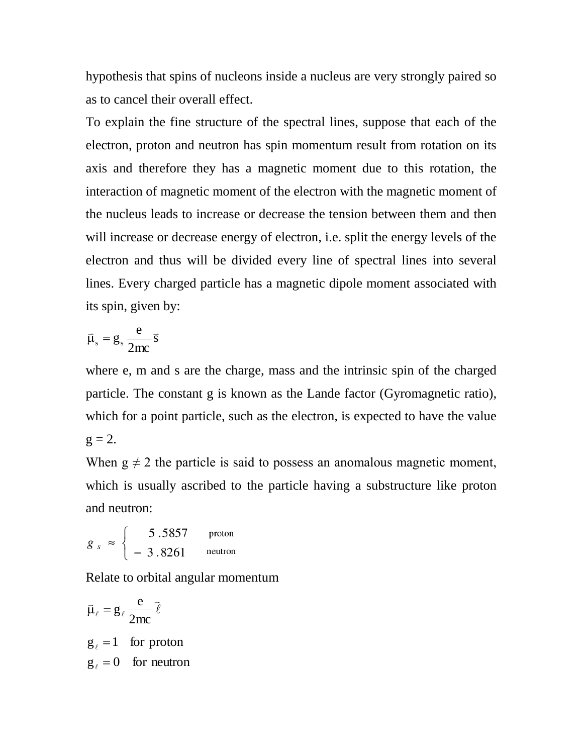hypothesis that spins of nucleons inside a nucleus are very strongly paired so as to cancel their overall effect.

To explain the fine structure of the spectral lines, suppose that each of the electron, proton and neutron has spin momentum result from rotation on its axis and therefore they has a magnetic moment due to this rotation, the interaction of magnetic moment of the electron with the magnetic moment of the nucleus leads to increase or decrease the tension between them and then will increase or decrease energy of electron, i.e. split the energy levels of the electron and thus will be divided every line of spectral lines into several lines. Every charged particle has a magnetic dipole moment associated with its spin, given by:

$$\vec{\mu}_s = g_s \frac{e}{2mc} \vec{s}$$

where e, m and s are the charge, mass and the intrinsic spin of the charged particle. The constant g is known as the Lande factor (Gyromagnetic ratio), which for a point particle, such as the electron, is expected to have the value g = 2.

When g ≠ 2 the particle is said to possess an anomalous magnetic moment, which is usually ascribed to the particle having a substructure like proton and neutron:

$$g_s \approx \begin{cases} 5.5857 & \text{proton} \\ -3.8261 & \text{neutron} \end{cases}$$

Relate to orbital angular momentum

$$\vec{\mu}_\ell = g_\ell \frac{e}{2mc} \vec{\ell}$$

$$g_\ell = 1 \quad \text{for proton}$$

$$g_\ell = 0 \quad \text{for neutron}$$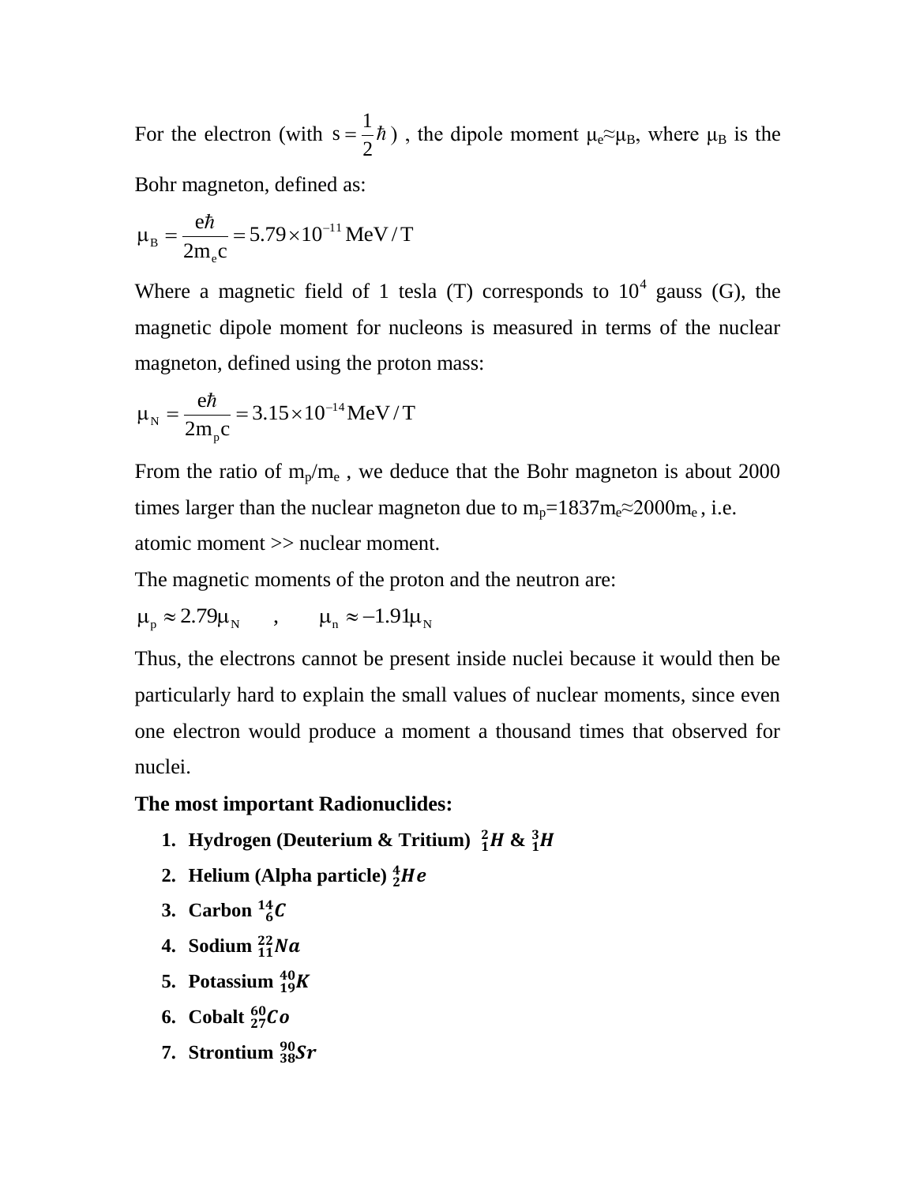For the electron (with $s = \frac{1}{2}\hbar$) , the dipole moment $\mu_e \approx \mu_B$, where $\mu_B$ is the Bohr magneton, defined as:

$$\mu_B = \frac{e\hbar}{2m_e c} = 5.79 \times 10^{-11}\,\text{MeV/T}$$

Where a magnetic field of 1 tesla (T) corresponds to $10^4$ gauss (G), the magnetic dipole moment for nucleons is measured in terms of the nuclear magneton, defined using the proton mass:

$$\mu_N = \frac{e\hbar}{2m_p c} = 3.15 \times 10^{-14}\,\text{MeV/T}$$

From the ratio of $m_p/m_e$ , we deduce that the Bohr magneton is about 2000 times larger than the nuclear magneton due to $m_p = 1837 m_e \approx 2000 m_e$ , i.e. atomic moment >> nuclear moment.

The magnetic moments of the proton and the neutron are:

$$\mu_p \approx 2.79\mu_N \quad , \quad \mu_n \approx -1.91\mu_N$$

Thus, the electrons cannot be present inside nuclei because it would then be particularly hard to explain the small values of nuclear moments, since even one electron would produce a moment a thousand times that observed for nuclei.

**The most important Radionuclides:**

1. **Hydrogen (Deuterium & Tritium)** $^{2}_{1}H$ **&** $^{3}_{1}H$
2. **Helium (Alpha particle)** $^{4}_{2}He$
3. **Carbon** $^{14}_{6}C$
4. **Sodium** $^{22}_{11}Na$
5. **Potassium** $^{40}_{19}K$
6. **Cobalt** $^{60}_{27}Co$
7. **Strontium** $^{90}_{38}Sr$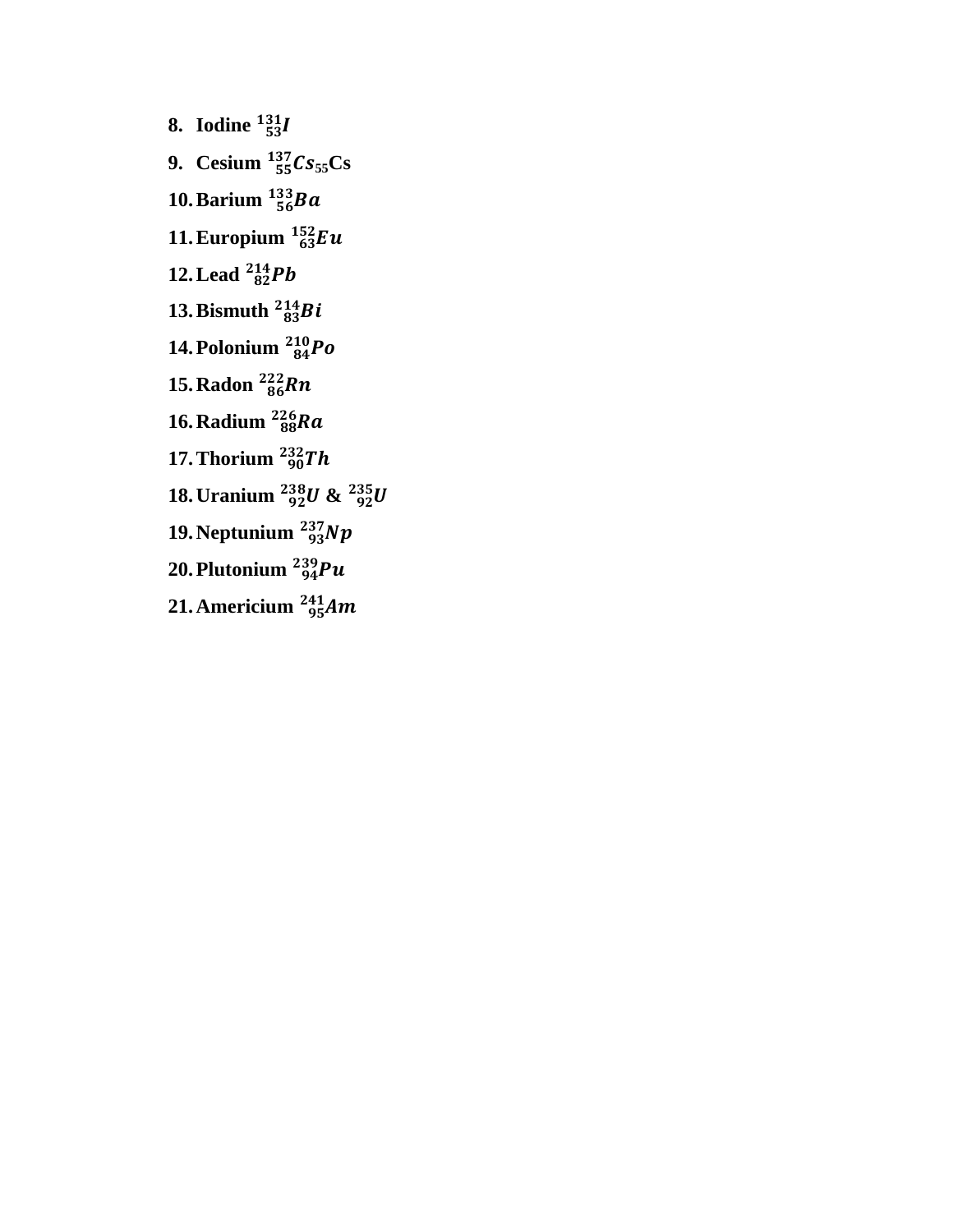8. **Iodine $^{131}_{53}I$**
9. **Cesium $^{137}_{55}Cs_{55}$Cs**
10. **Barium $^{133}_{56}Ba$**
11. **Europium $^{152}_{63}Eu$**
12. **Lead $^{214}_{82}Pb$**
13. **Bismuth $^{214}_{83}Bi$**
14. **Polonium $^{210}_{84}Po$**
15. **Radon $^{222}_{86}Rn$**
16. **Radium $^{226}_{88}Ra$**
17. **Thorium $^{232}_{90}Th$**
18. **Uranium $^{238}_{92}U$ & $^{235}_{92}U$**
19. **Neptunium $^{237}_{93}Np$**
20. **Plutonium $^{239}_{94}Pu$**
21. **Americium $^{241}_{95}Am$**